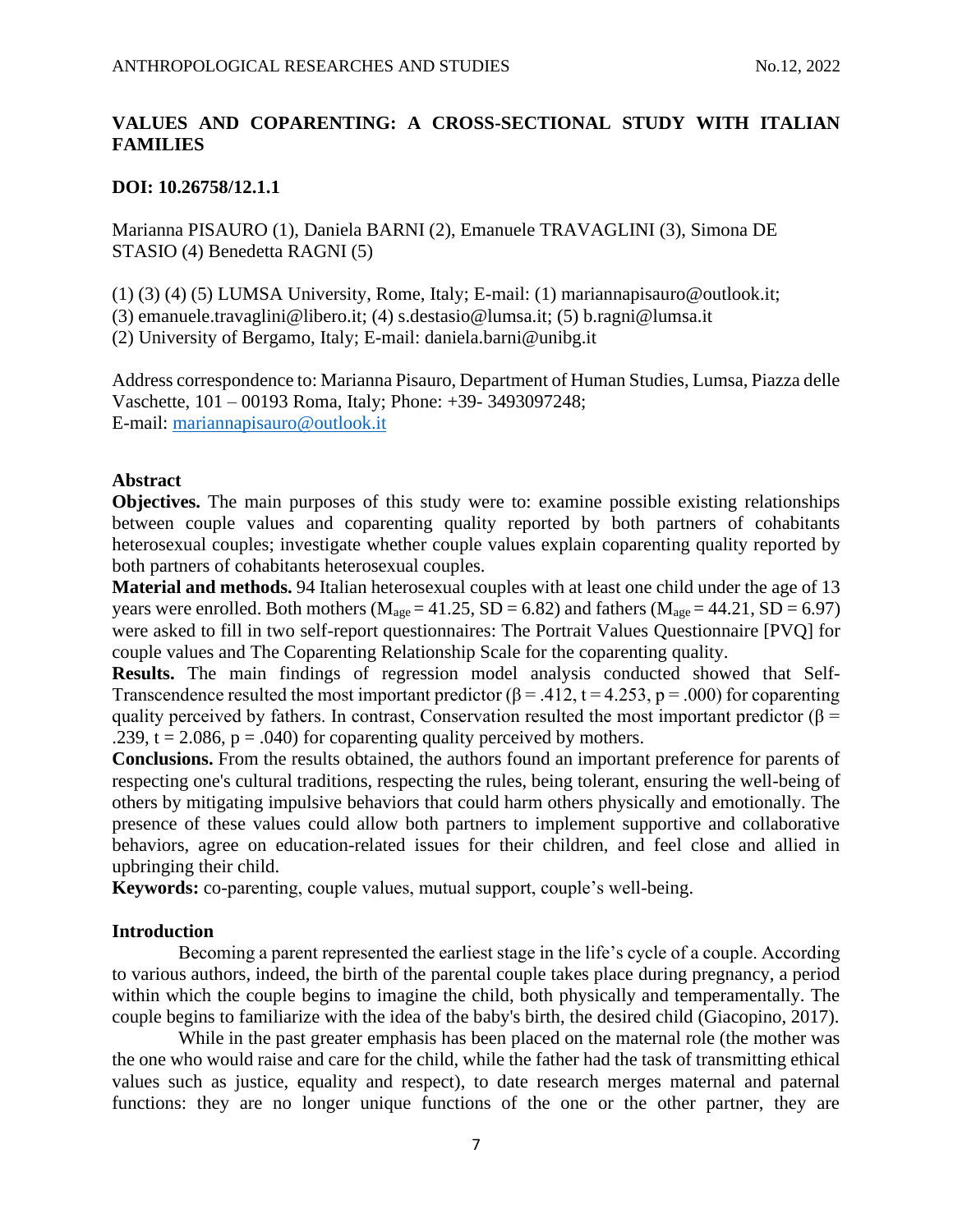# VALUES AND COPARENTING: A CROSS-SECTIONAL STUDY WITH ITALIAN FAMILIES

**DOI: 10.26758/12.1.1**

Marianna PISAURO (1), Daniela BARNI (2), Emanuele TRAVAGLINI (3), Simona DE STASIO (4) Benedetta RAGNI (5)

(1) (3) (4) (5) LUMSA University, Rome, Italy; E-mail: (1) mariannapisauro@outlook.it;
(3) emanuele.travaglini@libero.it; (4) s.destasio@lumsa.it; (5) b.ragni@lumsa.it
(2) University of Bergamo, Italy; E-mail: daniela.barni@unibg.it

Address correspondence to: Marianna Pisauro, Department of Human Studies, Lumsa, Piazza delle Vaschette, 101 – 00193 Roma, Italy; Phone: +39- 3493097248;
E-mail: mariannapisauro@outlook.it

## Abstract

**Objectives.** The main purposes of this study were to: examine possible existing relationships between couple values and coparenting quality reported by both partners of cohabitants heterosexual couples; investigate whether couple values explain coparenting quality reported by both partners of cohabitants heterosexual couples.

**Material and methods.** 94 Italian heterosexual couples with at least one child under the age of 13 years were enrolled. Both mothers ($M_{age} = 41.25$, $SD = 6.82$) and fathers ($M_{age} = 44.21$, $SD = 6.97$) were asked to fill in two self-report questionnaires: The Portrait Values Questionnaire [PVQ] for couple values and The Coparenting Relationship Scale for the coparenting quality.

**Results.** The main findings of regression model analysis conducted showed that Self-Transcendence resulted the most important predictor ($\beta = .412$, $t = 4.253$, $p = .000$) for coparenting quality perceived by fathers. In contrast, Conservation resulted the most important predictor ($\beta = .239$, $t = 2.086$, $p = .040$) for coparenting quality perceived by mothers.

**Conclusions.** From the results obtained, the authors found an important preference for parents of respecting one's cultural traditions, respecting the rules, being tolerant, ensuring the well-being of others by mitigating impulsive behaviors that could harm others physically and emotionally. The presence of these values could allow both partners to implement supportive and collaborative behaviors, agree on education-related issues for their children, and feel close and allied in upbringing their child.

**Keywords:** co-parenting, couple values, mutual support, couple's well-being.

## Introduction

Becoming a parent represented the earliest stage in the life's cycle of a couple. According to various authors, indeed, the birth of the parental couple takes place during pregnancy, a period within which the couple begins to imagine the child, both physically and temperamentally. The couple begins to familiarize with the idea of the baby's birth, the desired child (Giacopino, 2017).

While in the past greater emphasis has been placed on the maternal role (the mother was the one who would raise and care for the child, while the father had the task of transmitting ethical values such as justice, equality and respect), to date research merges maternal and paternal functions: they are no longer unique functions of the one or the other partner, they are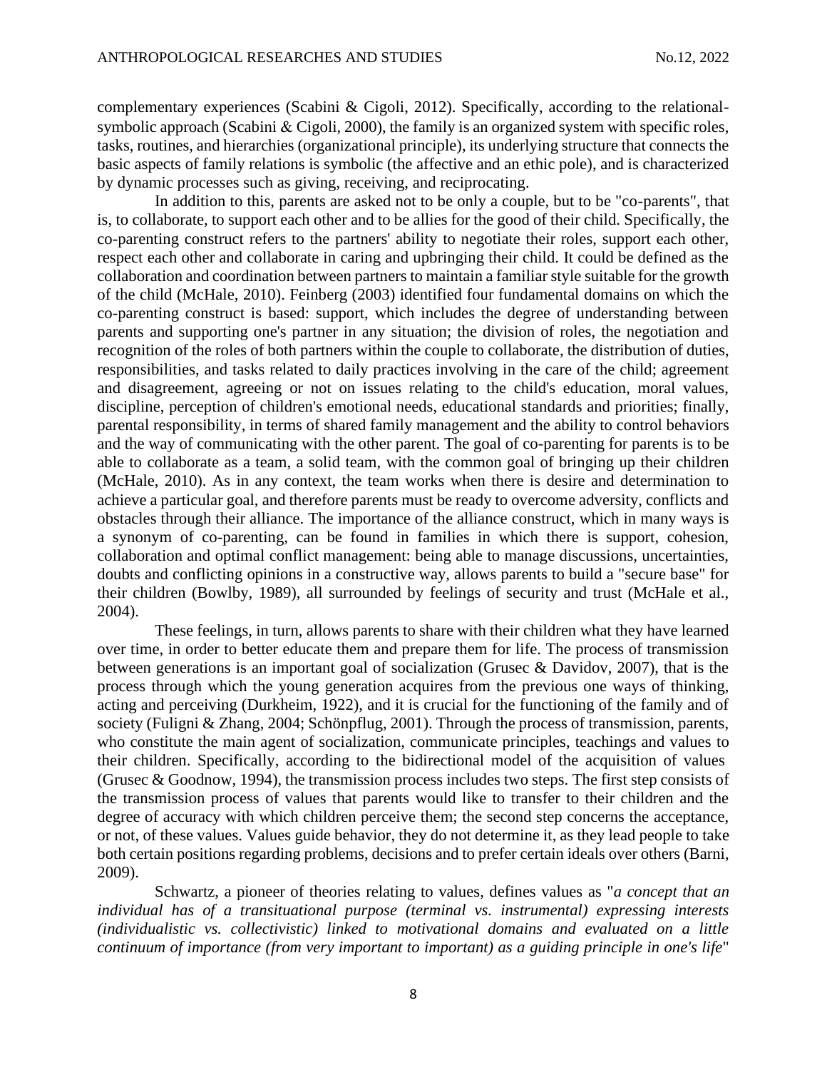complementary experiences (Scabini & Cigoli, 2012). Specifically, according to the relational-symbolic approach (Scabini & Cigoli, 2000), the family is an organized system with specific roles, tasks, routines, and hierarchies (organizational principle), its underlying structure that connects the basic aspects of family relations is symbolic (the affective and an ethic pole), and is characterized by dynamic processes such as giving, receiving, and reciprocating.

In addition to this, parents are asked not to be only a couple, but to be "co-parents", that is, to collaborate, to support each other and to be allies for the good of their child. Specifically, the co-parenting construct refers to the partners' ability to negotiate their roles, support each other, respect each other and collaborate in caring and upbringing their child. It could be defined as the collaboration and coordination between partners to maintain a familiar style suitable for the growth of the child (McHale, 2010). Feinberg (2003) identified four fundamental domains on which the co-parenting construct is based: support, which includes the degree of understanding between parents and supporting one's partner in any situation; the division of roles, the negotiation and recognition of the roles of both partners within the couple to collaborate, the distribution of duties, responsibilities, and tasks related to daily practices involving in the care of the child; agreement and disagreement, agreeing or not on issues relating to the child's education, moral values, discipline, perception of children's emotional needs, educational standards and priorities; finally, parental responsibility, in terms of shared family management and the ability to control behaviors and the way of communicating with the other parent. The goal of co-parenting for parents is to be able to collaborate as a team, a solid team, with the common goal of bringing up their children (McHale, 2010). As in any context, the team works when there is desire and determination to achieve a particular goal, and therefore parents must be ready to overcome adversity, conflicts and obstacles through their alliance. The importance of the alliance construct, which in many ways is a synonym of co-parenting, can be found in families in which there is support, cohesion, collaboration and optimal conflict management: being able to manage discussions, uncertainties, doubts and conflicting opinions in a constructive way, allows parents to build a "secure base" for their children (Bowlby, 1989), all surrounded by feelings of security and trust (McHale et al., 2004).

These feelings, in turn, allows parents to share with their children what they have learned over time, in order to better educate them and prepare them for life. The process of transmission between generations is an important goal of socialization (Grusec & Davidov, 2007), that is the process through which the young generation acquires from the previous one ways of thinking, acting and perceiving (Durkheim, 1922), and it is crucial for the functioning of the family and of society (Fuligni & Zhang, 2004; Schönpflug, 2001). Through the process of transmission, parents, who constitute the main agent of socialization, communicate principles, teachings and values to their children. Specifically, according to the bidirectional model of the acquisition of values (Grusec & Goodnow, 1994), the transmission process includes two steps. The first step consists of the transmission process of values that parents would like to transfer to their children and the degree of accuracy with which children perceive them; the second step concerns the acceptance, or not, of these values. Values guide behavior, they do not determine it, as they lead people to take both certain positions regarding problems, decisions and to prefer certain ideals over others (Barni, 2009).

Schwartz, a pioneer of theories relating to values, defines values as "*a concept that an individual has of a transituational purpose (terminal vs. instrumental) expressing interests (individualistic vs. collectivistic) linked to motivational domains and evaluated on a little continuum of importance (from very important to important) as a guiding principle in one's life*"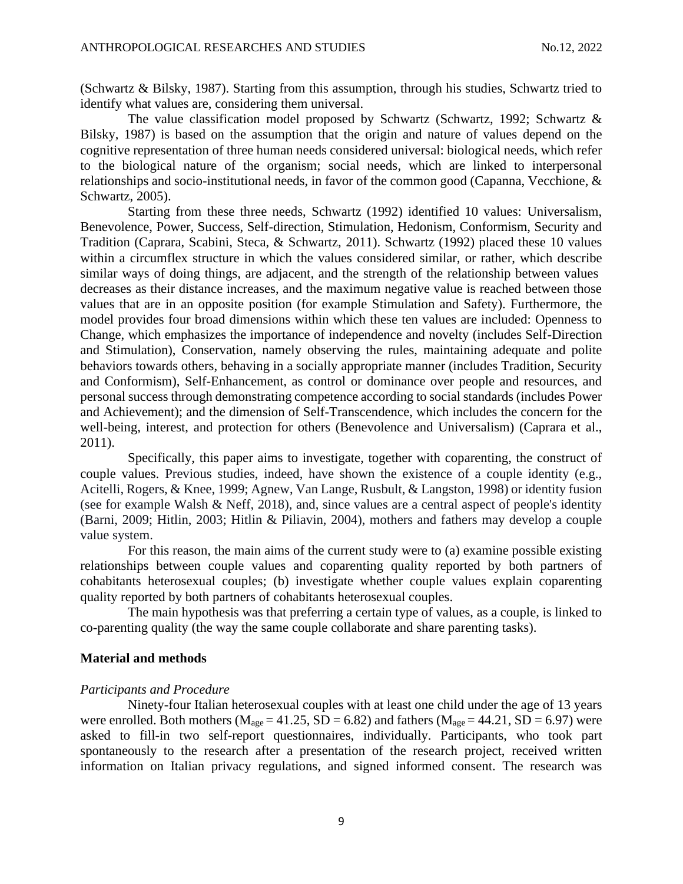(Schwartz & Bilsky, 1987). Starting from this assumption, through his studies, Schwartz tried to identify what values are, considering them universal.

The value classification model proposed by Schwartz (Schwartz, 1992; Schwartz & Bilsky, 1987) is based on the assumption that the origin and nature of values depend on the cognitive representation of three human needs considered universal: biological needs, which refer to the biological nature of the organism; social needs, which are linked to interpersonal relationships and socio-institutional needs, in favor of the common good (Capanna, Vecchione, & Schwartz, 2005).

Starting from these three needs, Schwartz (1992) identified 10 values: Universalism, Benevolence, Power, Success, Self-direction, Stimulation, Hedonism, Conformism, Security and Tradition (Caprara, Scabini, Steca, & Schwartz, 2011). Schwartz (1992) placed these 10 values within a circumflex structure in which the values considered similar, or rather, which describe similar ways of doing things, are adjacent, and the strength of the relationship between values decreases as their distance increases, and the maximum negative value is reached between those values that are in an opposite position (for example Stimulation and Safety). Furthermore, the model provides four broad dimensions within which these ten values are included: Openness to Change, which emphasizes the importance of independence and novelty (includes Self-Direction and Stimulation), Conservation, namely observing the rules, maintaining adequate and polite behaviors towards others, behaving in a socially appropriate manner (includes Tradition, Security and Conformism), Self-Enhancement, as control or dominance over people and resources, and personal success through demonstrating competence according to social standards (includes Power and Achievement); and the dimension of Self-Transcendence, which includes the concern for the well-being, interest, and protection for others (Benevolence and Universalism) (Caprara et al., 2011).

Specifically, this paper aims to investigate, together with coparenting, the construct of couple values. Previous studies, indeed, have shown the existence of a couple identity (e.g., Acitelli, Rogers, & Knee, 1999; Agnew, Van Lange, Rusbult, & Langston, 1998) or identity fusion (see for example Walsh & Neff, 2018), and, since values are a central aspect of people's identity (Barni, 2009; Hitlin, 2003; Hitlin & Piliavin, 2004), mothers and fathers may develop a couple value system.

For this reason, the main aims of the current study were to (a) examine possible existing relationships between couple values and coparenting quality reported by both partners of cohabitants heterosexual couples; (b) investigate whether couple values explain coparenting quality reported by both partners of cohabitants heterosexual couples.

The main hypothesis was that preferring a certain type of values, as a couple, is linked to co-parenting quality (the way the same couple collaborate and share parenting tasks).

## Material and methods

### *Participants and Procedure*

Ninety-four Italian heterosexual couples with at least one child under the age of 13 years were enrolled. Both mothers ($M_{age} = 41.25$, $SD = 6.82$) and fathers ($M_{age} = 44.21$, $SD = 6.97$) were asked to fill-in two self-report questionnaires, individually. Participants, who took part spontaneously to the research after a presentation of the research project, received written information on Italian privacy regulations, and signed informed consent. The research was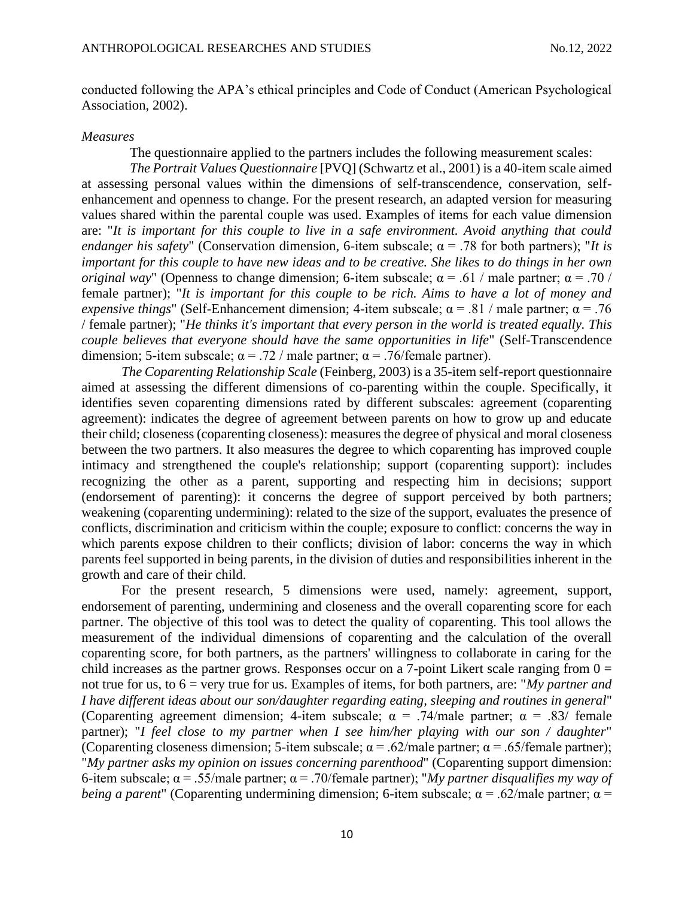conducted following the APA's ethical principles and Code of Conduct (American Psychological Association, 2002).

*Measures*

The questionnaire applied to the partners includes the following measurement scales:

*The Portrait Values Questionnaire* [PVQ] (Schwartz et al., 2001) is a 40-item scale aimed at assessing personal values within the dimensions of self-transcendence, conservation, self-enhancement and openness to change. For the present research, an adapted version for measuring values shared within the parental couple was used. Examples of items for each value dimension are: "*It is important for this couple to live in a safe environment. Avoid anything that could endanger his safety*" (Conservation dimension, 6-item subscale; α = .78 for both partners); "*It is important for this couple to have new ideas and to be creative. She likes to do things in her own original way*" (Openness to change dimension; 6-item subscale; α = .61 / male partner; α = .70 / female partner); "*It is important for this couple to be rich. Aims to have a lot of money and expensive things*" (Self-Enhancement dimension; 4-item subscale; α = .81 / male partner; α = .76 / female partner); "*He thinks it's important that every person in the world is treated equally. This couple believes that everyone should have the same opportunities in life*" (Self-Transcendence dimension; 5-item subscale; α = .72 / male partner; α = .76/female partner).

*The Coparenting Relationship Scale* (Feinberg, 2003) is a 35-item self-report questionnaire aimed at assessing the different dimensions of co-parenting within the couple. Specifically, it identifies seven coparenting dimensions rated by different subscales: agreement (coparenting agreement): indicates the degree of agreement between parents on how to grow up and educate their child; closeness (coparenting closeness): measures the degree of physical and moral closeness between the two partners. It also measures the degree to which coparenting has improved couple intimacy and strengthened the couple's relationship; support (coparenting support): includes recognizing the other as a parent, supporting and respecting him in decisions; support (endorsement of parenting): it concerns the degree of support perceived by both partners; weakening (coparenting undermining): related to the size of the support, evaluates the presence of conflicts, discrimination and criticism within the couple; exposure to conflict: concerns the way in which parents expose children to their conflicts; division of labor: concerns the way in which parents feel supported in being parents, in the division of duties and responsibilities inherent in the growth and care of their child.

For the present research, 5 dimensions were used, namely: agreement, support, endorsement of parenting, undermining and closeness and the overall coparenting score for each partner. The objective of this tool was to detect the quality of coparenting. This tool allows the measurement of the individual dimensions of coparenting and the calculation of the overall coparenting score, for both partners, as the partners' willingness to collaborate in caring for the child increases as the partner grows. Responses occur on a 7-point Likert scale ranging from 0 = not true for us, to 6 = very true for us. Examples of items, for both partners, are: "*My partner and I have different ideas about our son/daughter regarding eating, sleeping and routines in general*" (Coparenting agreement dimension; 4-item subscale; α = .74/male partner; α = .83/ female partner); "*I feel close to my partner when I see him/her playing with our son / daughter*" (Coparenting closeness dimension; 5-item subscale; α = .62/male partner; α = .65/female partner); "*My partner asks my opinion on issues concerning parenthood*" (Coparenting support dimension: 6-item subscale; α = .55/male partner; α = .70/female partner); "*My partner disqualifies my way of being a parent*" (Coparenting undermining dimension; 6-item subscale; α = .62/male partner; α =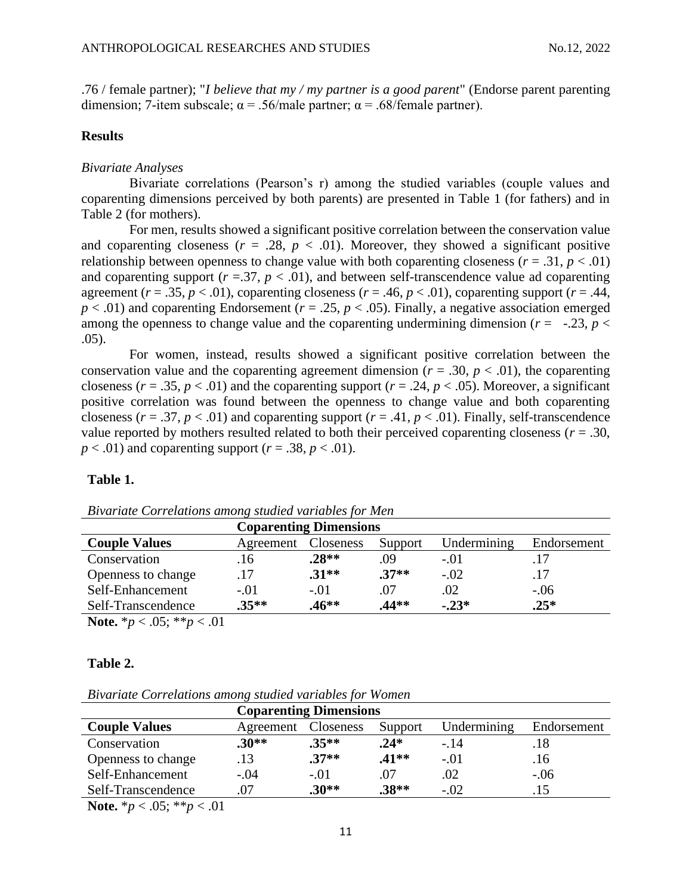.76 / female partner); "*I believe that my / my partner is a good parent*" (Endorse parent parenting dimension; 7-item subscale; $\alpha = .56$/male partner; $\alpha = .68$/female partner).

**Results**

*Bivariate Analyses*

Bivariate correlations (Pearson's r) among the studied variables (couple values and coparenting dimensions perceived by both parents) are presented in Table 1 (for fathers) and in Table 2 (for mothers).

For men, results showed a significant positive correlation between the conservation value and coparenting closeness ($r = .28$, $p < .01$). Moreover, they showed a significant positive relationship between openness to change value with both coparenting closeness ($r = .31$, $p < .01$) and coparenting support ($r = .37$, $p < .01$), and between self-transcendence value ad coparenting agreement ($r = .35$, $p < .01$), coparenting closeness ($r = .46$, $p < .01$), coparenting support ($r = .44$, $p < .01$) and coparenting Endorsement ($r = .25$, $p < .05$). Finally, a negative association emerged among the openness to change value and the coparenting undermining dimension ($r = -.23$, $p < .05$).

For women, instead, results showed a significant positive correlation between the conservation value and the coparenting agreement dimension ($r = .30$, $p < .01$), the coparenting closeness ($r = .35$, $p < .01$) and the coparenting support ($r = .24$, $p < .05$). Moreover, a significant positive correlation was found between the openness to change value and both coparenting closeness ($r = .37$, $p < .01$) and coparenting support ($r = .41$, $p < .01$). Finally, self-transcendence value reported by mothers resulted related to both their perceived coparenting closeness ($r = .30$, $p < .01$) and coparenting support ($r = .38$, $p < .01$).

**Table 1.**

*Bivariate Correlations among studied variables for Men*

| | **Coparenting Dimensions** | | | | |
|---|---|---|---|---|---|
| **Couple Values** | Agreement | Closeness | Support | Undermining | Endorsement |
| Conservation | .16 | **.28\*\*** | .09 | -.01 | .17 |
| Openness to change | .17 | **.31\*\*** | **.37\*\*** | -.02 | .17 |
| Self-Enhancement | -.01 | -.01 | .07 | .02 | -.06 |
| Self-Transcendence | **.35\*\*** | **.46\*\*** | **.44\*\*** | **-.23\*** | **.25\*** |

**Note.** $*p < .05$; $**p < .01$

**Table 2.**

*Bivariate Correlations among studied variables for Women*

| | **Coparenting Dimensions** | | | | |
|---|---|---|---|---|---|
| **Couple Values** | Agreement | Closeness | Support | Undermining | Endorsement |
| Conservation | **.30\*\*** | **.35\*\*** | **.24\*** | -.14 | .18 |
| Openness to change | .13 | **.37\*\*** | **.41\*\*** | -.01 | .16 |
| Self-Enhancement | -.04 | -.01 | .07 | .02 | -.06 |
| Self-Transcendence | .07 | **.30\*\*** | **.38\*\*** | -.02 | .15 |

**Note.** $*p < .05$; $**p < .01$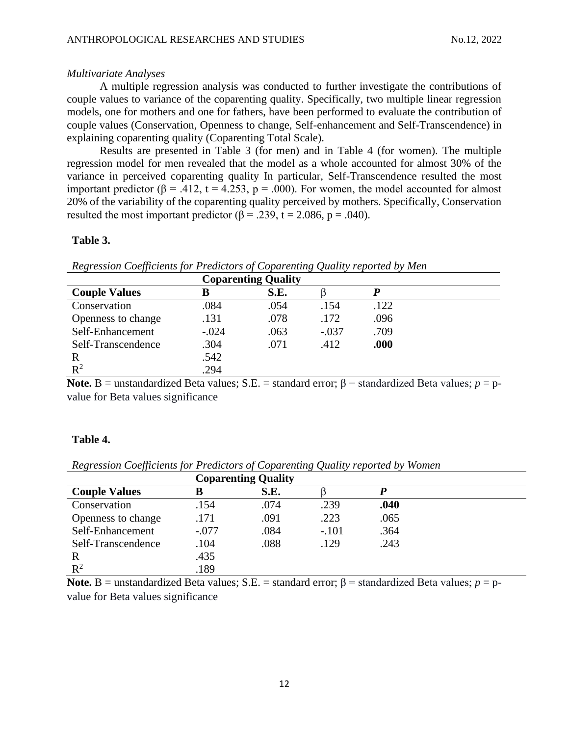*Multivariate Analyses*

A multiple regression analysis was conducted to further investigate the contributions of couple values to variance of the coparenting quality. Specifically, two multiple linear regression models, one for mothers and one for fathers, have been performed to evaluate the contribution of couple values (Conservation, Openness to change, Self-enhancement and Self-Transcendence) in explaining coparenting quality (Coparenting Total Scale).

Results are presented in Table 3 (for men) and in Table 4 (for women). The multiple regression model for men revealed that the model as a whole accounted for almost 30% of the variance in perceived coparenting quality In particular, Self-Transcendence resulted the most important predictor (β = .412, t = 4.253, p = .000). For women, the model accounted for almost 20% of the variability of the coparenting quality perceived by mothers. Specifically, Conservation resulted the most important predictor (β = .239, t = 2.086, p = .040).

**Table 3.**

*Regression Coefficients for Predictors of Coparenting Quality reported by Men*

| | **Coparenting Quality** | | | |
|---|---|---|---|---|
| **Couple Values** | **B** | **S.E.** | β | ***P*** |
| Conservation | .084 | .054 | .154 | .122 |
| Openness to change | .131 | .078 | .172 | .096 |
| Self-Enhancement | -.024 | .063 | -.037 | .709 |
| Self-Transcendence | .304 | .071 | .412 | **.000** |
| R | .542 | | | |
| $R^2$ | .294 | | | |

**Note.** B = unstandardized Beta values; S.E. = standard error; β = standardized Beta values; *p* = p-value for Beta values significance

**Table 4.**

*Regression Coefficients for Predictors of Coparenting Quality reported by Women*

| | **Coparenting Quality** | | | |
|---|---|---|---|---|
| **Couple Values** | **B** | **S.E.** | β | ***P*** |
| Conservation | .154 | .074 | .239 | **.040** |
| Openness to change | .171 | .091 | .223 | .065 |
| Self-Enhancement | -.077 | .084 | -.101 | .364 |
| Self-Transcendence | .104 | .088 | .129 | .243 |
| R | .435 | | | |
| $R^2$ | .189 | | | |

**Note.** B = unstandardized Beta values; S.E. = standard error; β = standardized Beta values; *p* = p-value for Beta values significance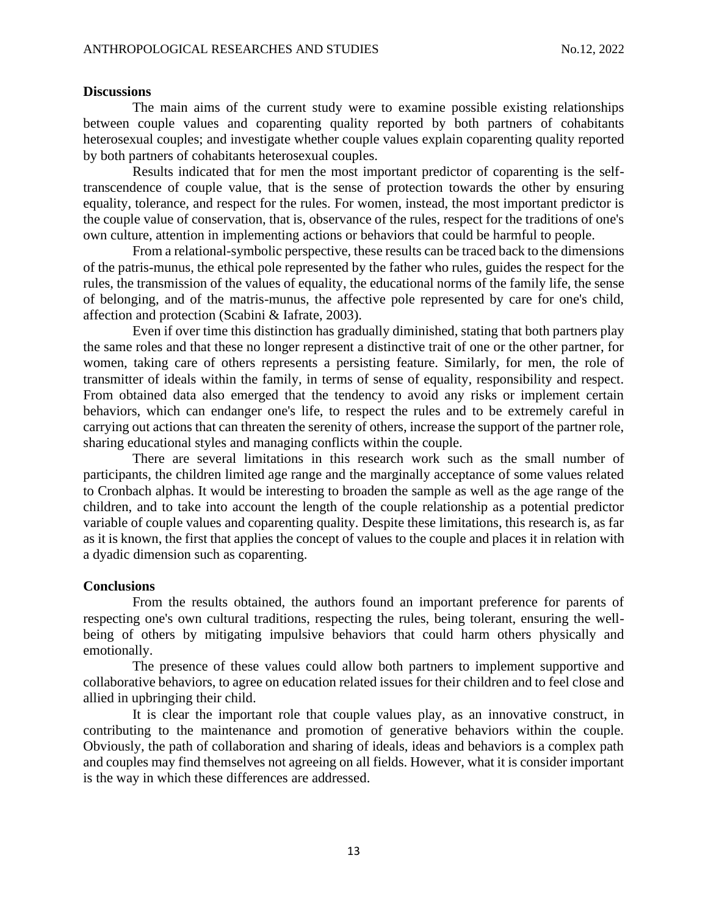## Discussions

The main aims of the current study were to examine possible existing relationships between couple values and coparenting quality reported by both partners of cohabitants heterosexual couples; and investigate whether couple values explain coparenting quality reported by both partners of cohabitants heterosexual couples.

Results indicated that for men the most important predictor of coparenting is the self-transcendence of couple value, that is the sense of protection towards the other by ensuring equality, tolerance, and respect for the rules. For women, instead, the most important predictor is the couple value of conservation, that is, observance of the rules, respect for the traditions of one's own culture, attention in implementing actions or behaviors that could be harmful to people.

From a relational-symbolic perspective, these results can be traced back to the dimensions of the patris-munus, the ethical pole represented by the father who rules, guides the respect for the rules, the transmission of the values of equality, the educational norms of the family life, the sense of belonging, and of the matris-munus, the affective pole represented by care for one's child, affection and protection (Scabini & Iafrate, 2003).

Even if over time this distinction has gradually diminished, stating that both partners play the same roles and that these no longer represent a distinctive trait of one or the other partner, for women, taking care of others represents a persisting feature. Similarly, for men, the role of transmitter of ideals within the family, in terms of sense of equality, responsibility and respect. From obtained data also emerged that the tendency to avoid any risks or implement certain behaviors, which can endanger one's life, to respect the rules and to be extremely careful in carrying out actions that can threaten the serenity of others, increase the support of the partner role, sharing educational styles and managing conflicts within the couple.

There are several limitations in this research work such as the small number of participants, the children limited age range and the marginally acceptance of some values related to Cronbach alphas. It would be interesting to broaden the sample as well as the age range of the children, and to take into account the length of the couple relationship as a potential predictor variable of couple values and coparenting quality. Despite these limitations, this research is, as far as it is known, the first that applies the concept of values to the couple and places it in relation with a dyadic dimension such as coparenting.

## Conclusions

From the results obtained, the authors found an important preference for parents of respecting one's own cultural traditions, respecting the rules, being tolerant, ensuring the well-being of others by mitigating impulsive behaviors that could harm others physically and emotionally.

The presence of these values could allow both partners to implement supportive and collaborative behaviors, to agree on education related issues for their children and to feel close and allied in upbringing their child.

It is clear the important role that couple values play, as an innovative construct, in contributing to the maintenance and promotion of generative behaviors within the couple. Obviously, the path of collaboration and sharing of ideals, ideas and behaviors is a complex path and couples may find themselves not agreeing on all fields. However, what it is consider important is the way in which these differences are addressed.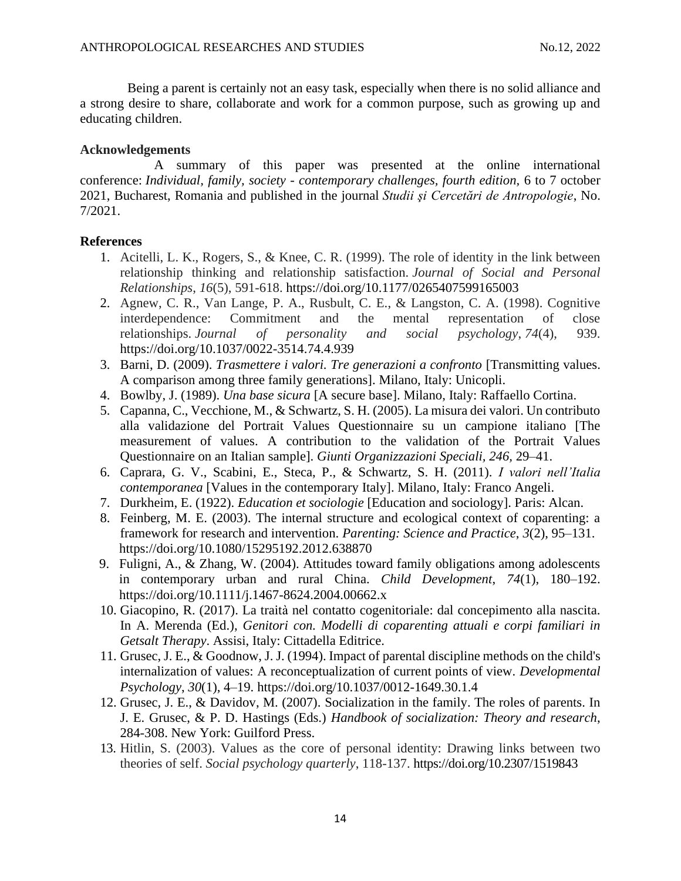Being a parent is certainly not an easy task, especially when there is no solid alliance and a strong desire to share, collaborate and work for a common purpose, such as growing up and educating children.

**Acknowledgements**

A summary of this paper was presented at the online international conference: *Individual, family, society - contemporary challenges, fourth edition*, 6 to 7 october 2021, Bucharest, Romania and published in the journal *Studii şi Cercetări de Antropologie*, No. 7/2021.

**References**

1. Acitelli, L. K., Rogers, S., & Knee, C. R. (1999). The role of identity in the link between relationship thinking and relationship satisfaction. *Journal of Social and Personal Relationships*, *16*(5), 591-618. https://doi.org/10.1177/0265407599165003
2. Agnew, C. R., Van Lange, P. A., Rusbult, C. E., & Langston, C. A. (1998). Cognitive interdependence: Commitment and the mental representation of close relationships. *Journal of personality and social psychology*, *74*(4), 939. https://doi.org/10.1037/0022-3514.74.4.939
3. Barni, D. (2009). *Trasmettere i valori. Tre generazioni a confronto* [Transmitting values. A comparison among three family generations]. Milano, Italy: Unicopli.
4. Bowlby, J. (1989). *Una base sicura* [A secure base]. Milano, Italy: Raffaello Cortina.
5. Capanna, C., Vecchione, M., & Schwartz, S. H. (2005). La misura dei valori. Un contributo alla validazione del Portrait Values Questionnaire su un campione italiano [The measurement of values. A contribution to the validation of the Portrait Values Questionnaire on an Italian sample]. *Giunti Organizzazioni Speciali*, *246*, 29–41.
6. Caprara, G. V., Scabini, E., Steca, P., & Schwartz, S. H. (2011). *I valori nell'Italia contemporanea* [Values in the contemporary Italy]. Milano, Italy: Franco Angeli.
7. Durkheim, E. (1922). *Education et sociologie* [Education and sociology]. Paris: Alcan.
8. Feinberg, M. E. (2003). The internal structure and ecological context of coparenting: a framework for research and intervention. *Parenting: Science and Practice*, *3*(2), 95–131. https://doi.org/10.1080/15295192.2012.638870
9. Fuligni, A., & Zhang, W. (2004). Attitudes toward family obligations among adolescents in contemporary urban and rural China. *Child Development*, *74*(1), 180–192. https://doi.org/10.1111/j.1467-8624.2004.00662.x
10. Giacopino, R. (2017). La traità nel contatto cogenitoriale: dal concepimento alla nascita. In A. Merenda (Ed.), *Genitori con. Modelli di coparenting attuali e corpi familiari in Getsalt Therapy*. Assisi, Italy: Cittadella Editrice.
11. Grusec, J. E., & Goodnow, J. J. (1994). Impact of parental discipline methods on the child's internalization of values: A reconceptualization of current points of view. *Developmental Psychology*, *30*(1), 4–19. https://doi.org/10.1037/0012-1649.30.1.4
12. Grusec, J. E., & Davidov, M. (2007). Socialization in the family. The roles of parents. In J. E. Grusec, & P. D. Hastings (Eds.) *Handbook of socialization: Theory and research*, 284-308. New York: Guilford Press.
13. Hitlin, S. (2003). Values as the core of personal identity: Drawing links between two theories of self. *Social psychology quarterly*, 118-137. https://doi.org/10.2307/1519843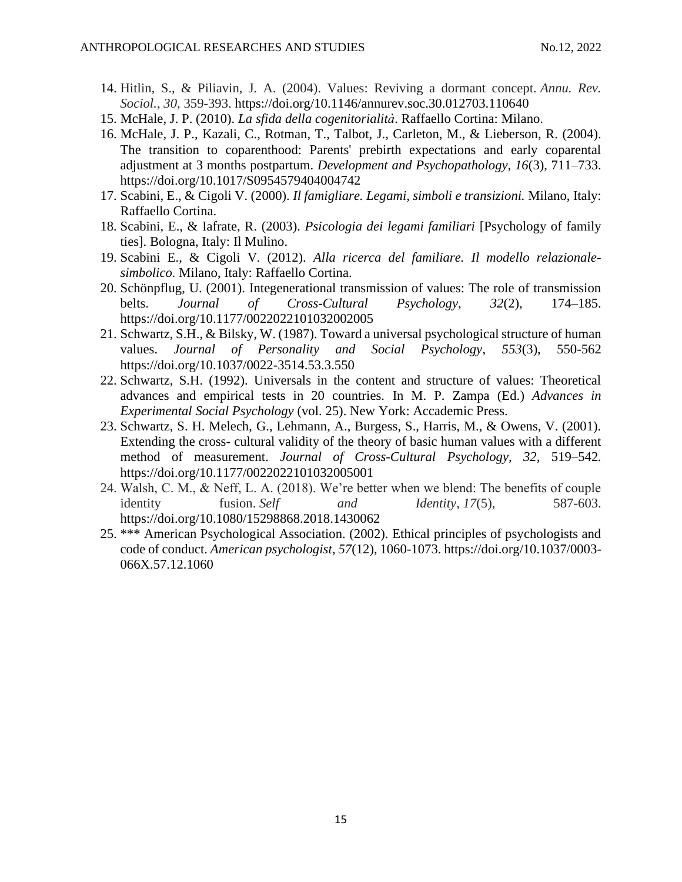14. Hitlin, S., & Piliavin, J. A. (2004). Values: Reviving a dormant concept. *Annu. Rev. Sociol.*, *30*, 359-393. https://doi.org/10.1146/annurev.soc.30.012703.110640
15. McHale, J. P. (2010). *La sfida della cogenitorialità*. Raffaello Cortina: Milano.
16. McHale, J. P., Kazali, C., Rotman, T., Talbot, J., Carleton, M., & Lieberson, R. (2004). The transition to coparenthood: Parents' prebirth expectations and early coparental adjustment at 3 months postpartum. *Development and Psychopathology*, *16*(3), 711–733. https://doi.org/10.1017/S0954579404004742
17. Scabini, E., & Cigoli V. (2000). *Il famigliare. Legami, simboli e transizioni.* Milano, Italy: Raffaello Cortina.
18. Scabini, E., & Iafrate, R. (2003). *Psicologia dei legami familiari* [Psychology of family ties]. Bologna, Italy: Il Mulino.
19. Scabini E., & Cigoli V. (2012). *Alla ricerca del familiare. Il modello relazionale-simbolico.* Milano, Italy: Raffaello Cortina.
20. Schönpflug, U. (2001). Integenerational transmission of values: The role of transmission belts. *Journal of Cross-Cultural Psychology*, *32*(2), 174–185. https://doi.org/10.1177/0022022101032002005
21. Schwartz, S.H., & Bilsky, W. (1987). Toward a universal psychological structure of human values. *Journal of Personality and Social Psychology*, *553*(3), 550-562 https://doi.org/10.1037/0022-3514.53.3.550
22. Schwartz, S.H. (1992). Universals in the content and structure of values: Theoretical advances and empirical tests in 20 countries. In M. P. Zampa (Ed.) *Advances in Experimental Social Psychology* (vol. 25). New York: Accademic Press.
23. Schwartz, S. H. Melech, G., Lehmann, A., Burgess, S., Harris, M., & Owens, V. (2001). Extending the cross- cultural validity of the theory of basic human values with a different method of measurement. *Journal of Cross-Cultural Psychology, 32*, 519–542. https://doi.org/10.1177/0022022101032005001
24. Walsh, C. M., & Neff, L. A. (2018). We're better when we blend: The benefits of couple identity fusion. *Self and Identity*, *17*(5), 587-603. https://doi.org/10.1080/15298868.2018.1430062
25. *** American Psychological Association. (2002). Ethical principles of psychologists and code of conduct. *American psychologist*, *57*(12), 1060-1073. https://doi.org/10.1037/0003-066X.57.12.1060